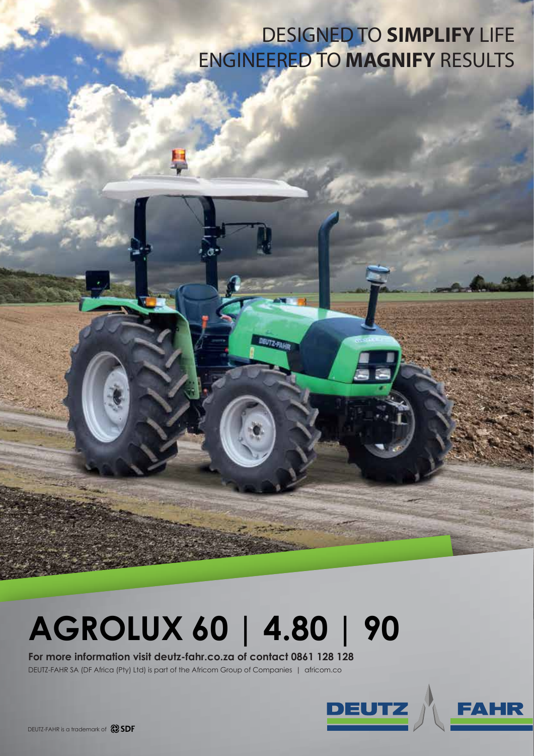DESIGNED TO **SIMPLIFY** LIFE
ENGINEERED TO **MAGNIFY** RESULTS

# AGROLUX 60 | 4.80 | 90

**For more information visit deutz-fahr.co.za of contact 0861 128 128**

DEUTZ-FAHR SA (DF Africa (Pty) Ltd) is part of the Africom Group of Companies | africom.co

DEUTZ FAHR

DEUTZ-FAHR is a trademark of SDF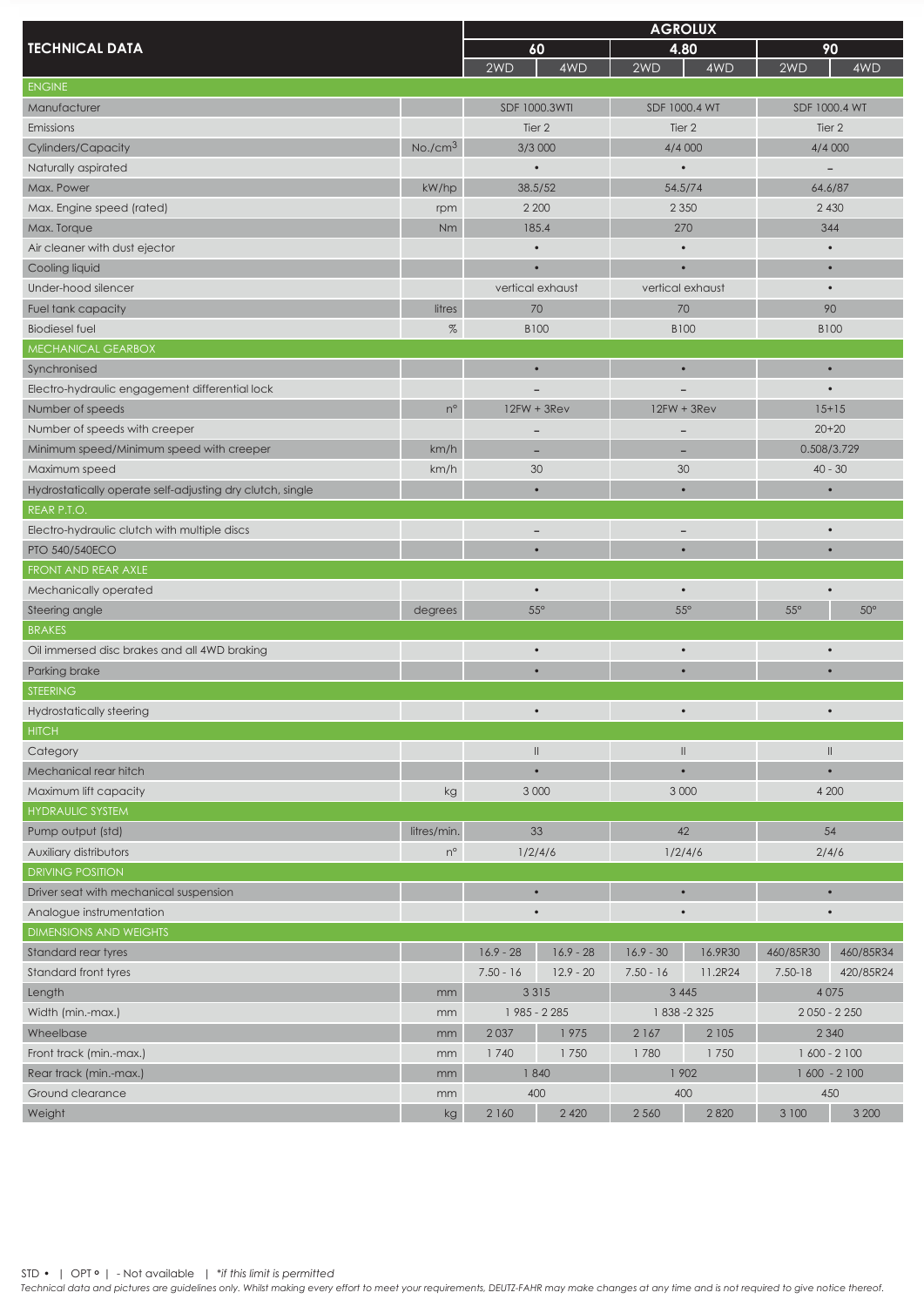| TECHNICAL DATA | | AGROLUX | | | | | |
|---|---|---|---|---|---|---|---|
| | | 60 | | 4.80 | | 90 | |
| | | 2WD | 4WD | 2WD | 4WD | 2WD | 4WD |
| ENGINE | | | | | | | |
| Manufacturer | | SDF 1000.3WTI | | SDF 1000.4 WT | | SDF 1000.4 WT | |
| Emissions | | Tier 2 | | Tier 2 | | Tier 2 | |
| Cylinders/Capacity | No./$cm^3$ | 3/3 000 | | 4/4 000 | | 4/4 000 | |
| Naturally aspirated | | • | | • | | – | |
| Max. Power | kW/hp | 38.5/52 | | 54.5/74 | | 64.6/87 | |
| Max. Engine speed (rated) | rpm | 2 200 | | 2 350 | | 2 430 | |
| Max. Torque | Nm | 185.4 | | 270 | | 344 | |
| Air cleaner with dust ejector | | • | | • | | • | |
| Cooling liquid | | • | | • | | • | |
| Under-hood silencer | | vertical exhaust | | vertical exhaust | | • | |
| Fuel tank capacity | litres | 70 | | 70 | | 90 | |
| Biodiesel fuel | % | B100 | | B100 | | B100 | |
| MECHANICAL GEARBOX | | | | | | | |
| Synchronised | | • | | • | | • | |
| Electro-hydraulic engagement differential lock | | – | | – | | • | |
| Number of speeds | n° | 12FW + 3Rev | | 12FW + 3Rev | | 15+15 | |
| Number of speeds with creeper | | – | | – | | 20+20 | |
| Minimum speed/Minimum speed with creeper | km/h | – | | – | | 0.508/3.729 | |
| Maximum speed | km/h | 30 | | 30 | | 40 - 30 | |
| Hydrostatically operate self-adjusting dry clutch, single | | • | | • | | • | |
| REAR P.T.O. | | | | | | | |
| Electro-hydraulic clutch with multiple discs | | – | | – | | • | |
| PTO 540/540ECO | | • | | • | | • | |
| FRONT AND REAR AXLE | | | | | | | |
| Mechanically operated | | • | | • | | • | |
| Steering angle | degrees | 55° | | 55° | | 55° | 50° |
| BRAKES | | | | | | | |
| Oil immersed disc brakes and all 4WD braking | | • | | • | | • | |
| Parking brake | | • | | • | | • | |
| STEERING | | | | | | | |
| Hydrostatically steering | | • | | • | | • | |
| HITCH | | | | | | | |
| Category | | II | | II | | II | |
| Mechanical rear hitch | | • | | • | | • | |
| Maximum lift capacity | kg | 3 000 | | 3 000 | | 4 200 | |
| HYDRAULIC SYSTEM | | | | | | | |
| Pump output (std) | litres/min. | 33 | | 42 | | 54 | |
| Auxiliary distributors | n° | 1/2/4/6 | | 1/2/4/6 | | 2/4/6 | |
| DRIVING POSITION | | | | | | | |
| Driver seat with mechanical suspension | | • | | • | | • | |
| Analogue instrumentation | | • | | • | | • | |
| DIMENSIONS AND WEIGHTS | | | | | | | |
| Standard rear tyres | | 16.9 - 28 | 16.9 - 28 | 16.9 - 30 | 16.9R30 | 460/85R30 | 460/85R34 |
| Standard front tyres | | 7.50 - 16 | 12.9 - 20 | 7.50 - 16 | 11.2R24 | 7.50-18 | 420/85R24 |
| Length | mm | 3 315 | | 3 445 | | 4 075 | |
| Width (min.-max.) | mm | 1 985 - 2 285 | | 1 838 -2 325 | | 2 050 - 2 250 | |
| Wheelbase | mm | 2 037 | 1 975 | 2 167 | 2 105 | 2 340 | |
| Front track (min.-max.) | mm | 1 740 | 1 750 | 1 780 | 1 750 | 1 600 - 2 100 | |
| Rear track (min.-max.) | mm | 1 840 | | 1 902 | | 1 600 - 2 100 | |
| Ground clearance | mm | 400 | | 400 | | 450 | |
| Weight | kg | 2 160 | 2 420 | 2 560 | 2 820 | 3 100 | 3 200 |

STD • | OPT ∘ | - Not available | *if this limit is permitted

*Technical data and pictures are guidelines only. Whilst making every effort to meet your requirements, DEUTZ-FAHR may make changes at any time and is not required to give notice thereof.*